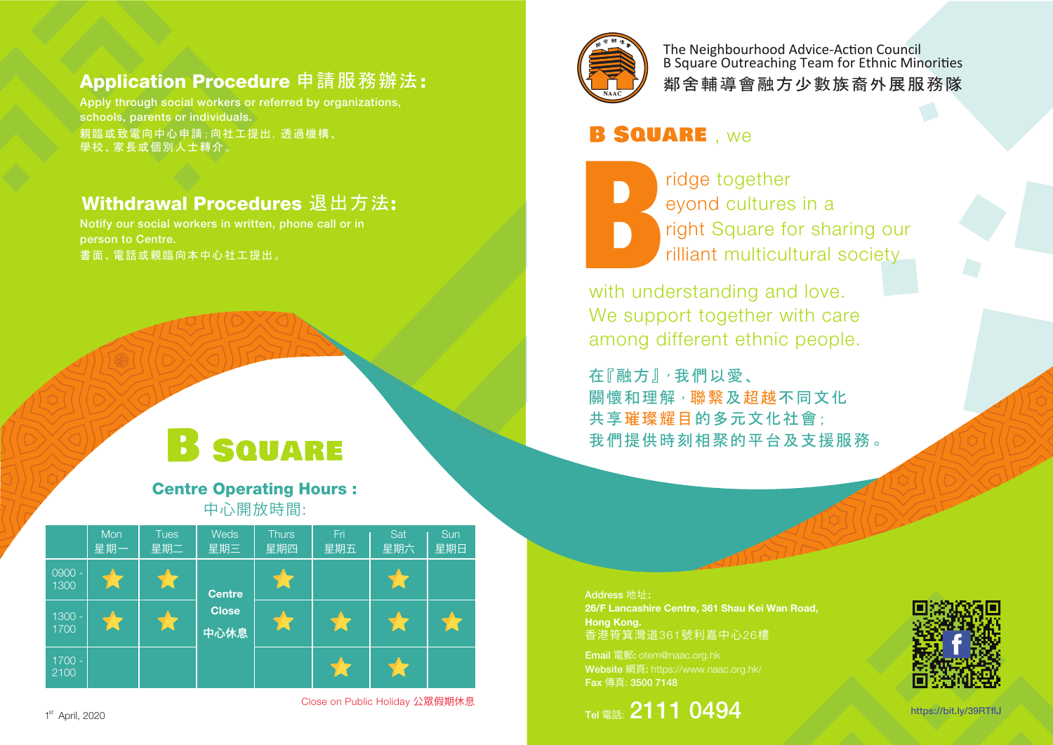## Application Procedure 申請服務辦法:

Apply through social workers or referred by organizations, schools, parents or individuals.

親臨或致電向中心申請；向社工提出，透過機構、學校、家長或個別人士轉介。

## Withdrawal Procedures 退出方法:

Notify our social workers in written, phone call or in person to Centre.

書面、電話或親臨向本中心社工提出。

# B SQUARE

### Centre Operating Hours :

中心開放時間:

| | Mon 星期一 | Tues 星期二 | Weds 星期三 | Thurs 星期四 | Fri 星期五 | Sat 星期六 | Sun 星期日 |
|---|---|---|---|---|---|---|---|
| 0900 - 1300 | ★ | ★ | Centre Close 中心休息 | ★ | | ★ | |
| 1300 - 1700 | ★ | ★ | | ★ | ★ | ★ | ★ |
| 1700 - 2100 | | | | | ★ | ★ | |

Close on Public Holiday 公眾假期休息

1st April, 2020

The Neighbourhood Advice-Action Council
B Square Outreaching Team for Ethnic Minorities
鄰舍輔導會融方少數族裔外展服務隊

**B SQUARE**, we

**B**ridge together
**B**eyond cultures in a
**B**right Square for sharing our
**B**rilliant multicultural society
with understanding and love.
We support together with care among different ethnic people.

在『融方』，我們以愛、
關懷和理解，聯繫及超越不同文化
共享璀璨耀目的多元文化社會；
我們提供時刻相聚的平台及支援服務。

**Address 地址:**
**26/F Lancashire Centre, 361 Shau Kei Wan Road, Hong Kong.**
香港筲箕灣道361號利嘉中心26樓

**Email 電郵:** otem@naac.org.hk
**Website 網頁:** https://www.naac.org.hk/
**Fax 傳真: 3500 7148**

Tel 電話: **2111 0494**

https://bit.ly/39RTflJ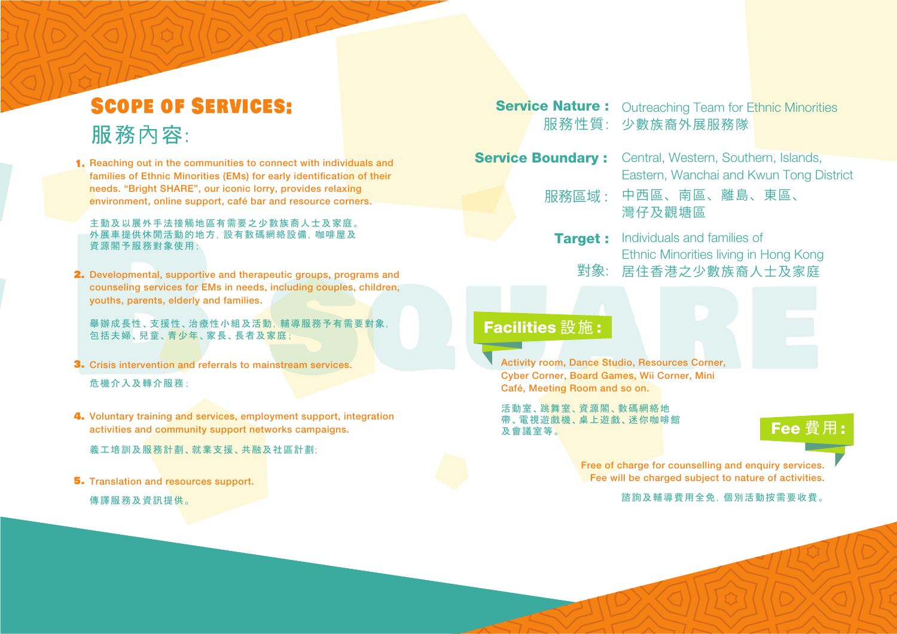## Scope of Services:
## 服務內容:

1. Reaching out in the communities to connect with individuals and families of Ethnic Minorities (EMs) for early identification of their needs. "Bright SHARE", our iconic lorry, provides relaxing environment, online support, café bar and resource corners.

   主動及以展外手法接觸地區有需要之少數族裔人士及家庭。外展車提供休閒活動的地方，設有數碼網絡設備，咖啡屋及資源閣予服務對象使用；

2. Developmental, supportive and therapeutic groups, programs and counseling services for EMs in needs, including couples, children, youths, parents, elderly and families.

   舉辦成長性、支援性、治療性小組及活動，輔導服務予有需要對象，包括夫婦、兒童、青少年、家長、長者及家庭；

3. Crisis intervention and referrals to mainstream services.

   危機介入及轉介服務；

4. Voluntary training and services, employment support, integration activities and community support networks campaigns.

   義工培訓及服務計劃、就業支援、共融及社區計劃；

5. Translation and resources support.

   傳譯服務及資訊提供。

**Service Nature :** Outreaching Team for Ethnic Minorities
服務性質: 少數族裔外展服務隊

**Service Boundary :** Central, Western, Southern, Islands, Eastern, Wanchai and Kwun Tong District
服務區域: 中西區、南區、離島、東區、灣仔及觀塘區

**Target :** Individuals and families of Ethnic Minorities living in Hong Kong
對象: 居住香港之少數族裔人士及家庭

SQUARE

## Facilities 設施:

Activity room, Dance Studio, Resources Corner, Cyber Corner, Board Games, Wii Corner, Mini Café, Meeting Room and so on.

活動室、跳舞室、資源閣、數碼網絡地帶、電視遊戲機、桌上遊戲、迷你咖啡館及會議室等。

## Fee 費用:

Free of charge for counselling and enquiry services.
Fee will be charged subject to nature of activities.

諮詢及輔導費用全免，個別活動按需要收費。